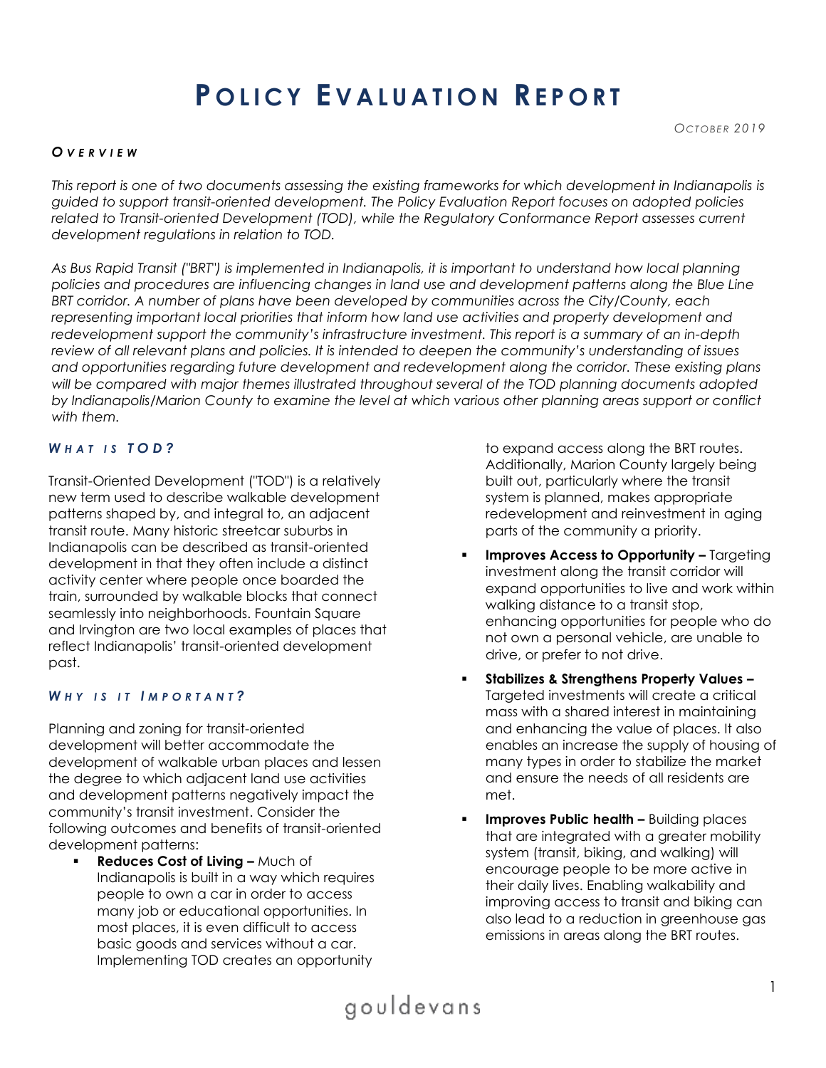# Policy Evaluation Report

*October 2019*

### *Overview*

*This report is one of two documents assessing the existing frameworks for which development in Indianapolis is guided to support transit-oriented development. The Policy Evaluation Report focuses on adopted policies related to Transit-oriented Development (TOD), while the Regulatory Conformance Report assesses current development regulations in relation to TOD.*

*As Bus Rapid Transit ("BRT") is implemented in Indianapolis, it is important to understand how local planning policies and procedures are influencing changes in land use and development patterns along the Blue Line BRT corridor. A number of plans have been developed by communities across the City/County, each representing important local priorities that inform how land use activities and property development and redevelopment support the community's infrastructure investment. This report is a summary of an in-depth review of all relevant plans and policies. It is intended to deepen the community's understanding of issues and opportunities regarding future development and redevelopment along the corridor. These existing plans will be compared with major themes illustrated throughout several of the TOD planning documents adopted by Indianapolis/Marion County to examine the level at which various other planning areas support or conflict with them.*

### *What is TOD?*

Transit-Oriented Development ("TOD") is a relatively new term used to describe walkable development patterns shaped by, and integral to, an adjacent transit route. Many historic streetcar suburbs in Indianapolis can be described as transit-oriented development in that they often include a distinct activity center where people once boarded the train, surrounded by walkable blocks that connect seamlessly into neighborhoods. Fountain Square and Irvington are two local examples of places that reflect Indianapolis' transit-oriented development past.

### *Why is it Important?*

Planning and zoning for transit-oriented development will better accommodate the development of walkable urban places and lessen the degree to which adjacent land use activities and development patterns negatively impact the community's transit investment. Consider the following outcomes and benefits of transit-oriented development patterns:

- **Reduces Cost of Living –** Much of Indianapolis is built in a way which requires people to own a car in order to access many job or educational opportunities. In most places, it is even difficult to access basic goods and services without a car. Implementing TOD creates an opportunity to expand access along the BRT routes. Additionally, Marion County largely being built out, particularly where the transit system is planned, makes appropriate redevelopment and reinvestment in aging parts of the community a priority.
- **Improves Access to Opportunity –** Targeting investment along the transit corridor will expand opportunities to live and work within walking distance to a transit stop, enhancing opportunities for people who do not own a personal vehicle, are unable to drive, or prefer to not drive.
- **Stabilizes & Strengthens Property Values –** Targeted investments will create a critical mass with a shared interest in maintaining and enhancing the value of places. It also enables an increase the supply of housing of many types in order to stabilize the market and ensure the needs of all residents are met.
- **Improves Public health –** Building places that are integrated with a greater mobility system (transit, biking, and walking) will encourage people to be more active in their daily lives. Enabling walkability and improving access to transit and biking can also lead to a reduction in greenhouse gas emissions in areas along the BRT routes.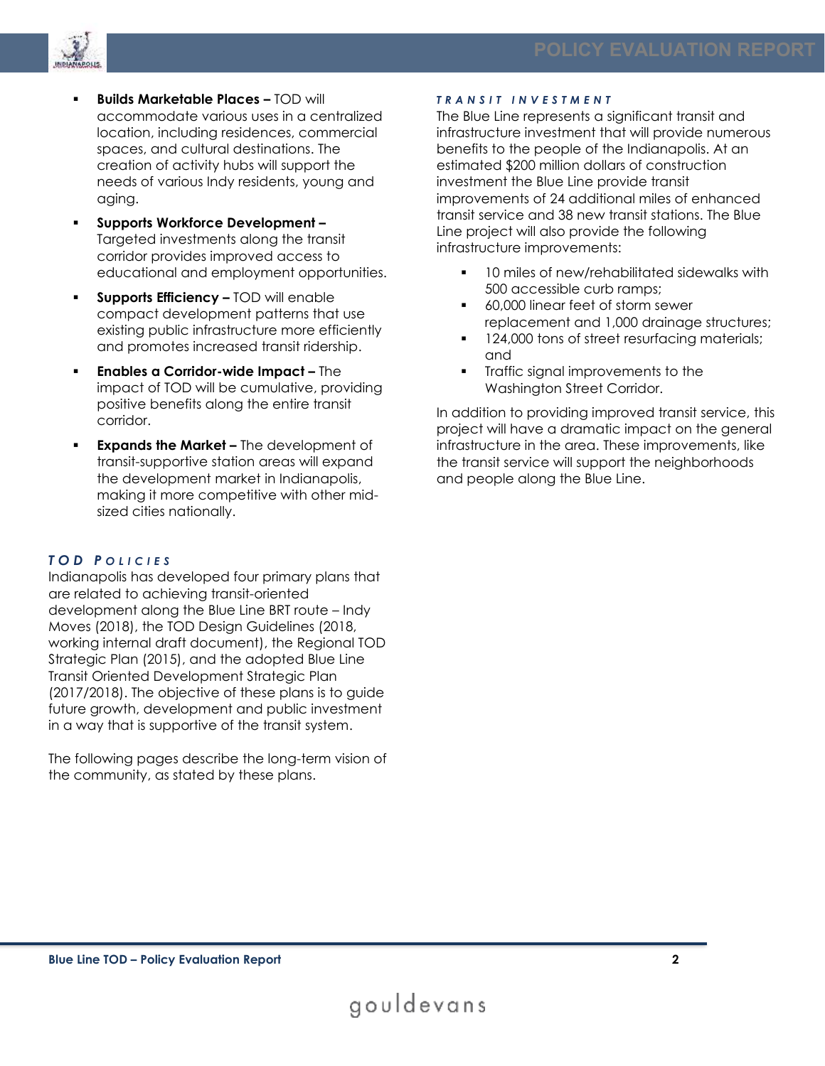- **Builds Marketable Places –** TOD will accommodate various uses in a centralized location, including residences, commercial spaces, and cultural destinations. The creation of activity hubs will support the needs of various Indy residents, young and aging.
- **Supports Workforce Development –** Targeted investments along the transit corridor provides improved access to educational and employment opportunities.
- **Supports Efficiency –** TOD will enable compact development patterns that use existing public infrastructure more efficiently and promotes increased transit ridership.
- **Enables a Corridor-wide Impact –** The impact of TOD will be cumulative, providing positive benefits along the entire transit corridor.
- **Expands the Market –** The development of transit-supportive station areas will expand the development market in Indianapolis, making it more competitive with other mid-sized cities nationally.

### *TOD Policies*

Indianapolis has developed four primary plans that are related to achieving transit-oriented development along the Blue Line BRT route – Indy Moves (2018), the TOD Design Guidelines (2018, working internal draft document), the Regional TOD Strategic Plan (2015), and the adopted Blue Line Transit Oriented Development Strategic Plan (2017/2018). The objective of these plans is to guide future growth, development and public investment in a way that is supportive of the transit system.

The following pages describe the long-term vision of the community, as stated by these plans.

### *Transit Investment*

The Blue Line represents a significant transit and infrastructure investment that will provide numerous benefits to the people of the Indianapolis. At an estimated $200 million dollars of construction investment the Blue Line provide transit improvements of 24 additional miles of enhanced transit service and 38 new transit stations. The Blue Line project will also provide the following infrastructure improvements:

- 10 miles of new/rehabilitated sidewalks with 500 accessible curb ramps;
- 60,000 linear feet of storm sewer replacement and 1,000 drainage structures;
- 124,000 tons of street resurfacing materials; and
- Traffic signal improvements to the Washington Street Corridor.

In addition to providing improved transit service, this project will have a dramatic impact on the general infrastructure in the area. These improvements, like the transit service will support the neighborhoods and people along the Blue Line.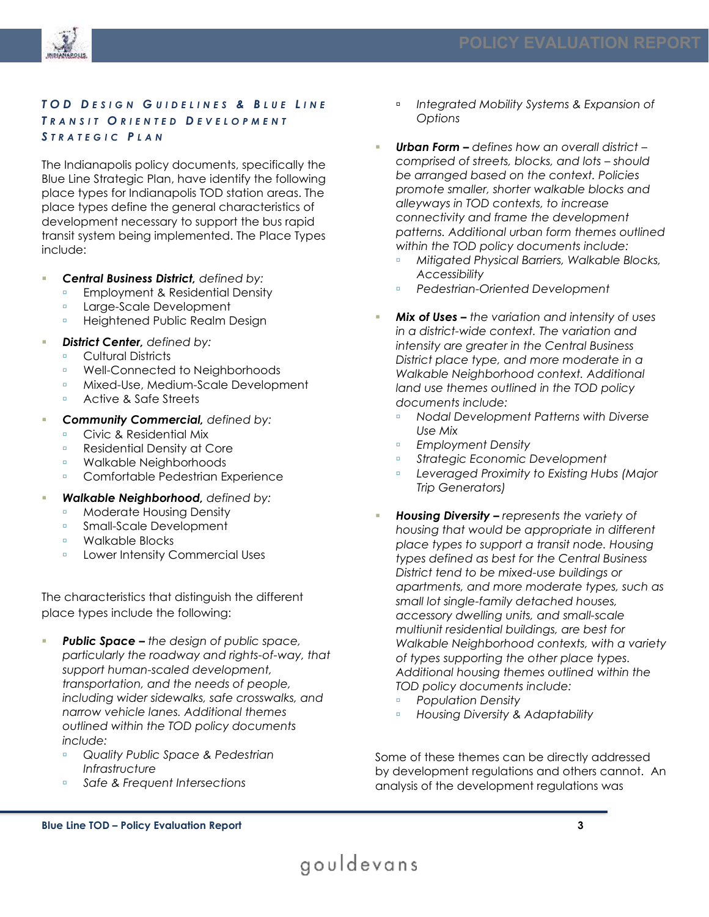### TOD Design Guidelines & Blue Line Transit Oriented Development Strategic Plan

The Indianapolis policy documents, specifically the Blue Line Strategic Plan, have identify the following place types for Indianapolis TOD station areas. The place types define the general characteristics of development necessary to support the bus rapid transit system being implemented. The Place Types include:

- ***Central Business District,*** *defined by:*
  - Employment & Residential Density
  - Large-Scale Development
  - Heightened Public Realm Design
- ***District Center,*** *defined by:*
  - Cultural Districts
  - Well-Connected to Neighborhoods
  - Mixed-Use, Medium-Scale Development
  - Active & Safe Streets
- ***Community Commercial,*** *defined by:*
  - Civic & Residential Mix
  - Residential Density at Core
  - Walkable Neighborhoods
  - Comfortable Pedestrian Experience
- ***Walkable Neighborhood,*** *defined by:*
  - Moderate Housing Density
  - Small-Scale Development
  - Walkable Blocks
  - Lower Intensity Commercial Uses

The characteristics that distinguish the different place types include the following:

- ***Public Space –*** *the design of public space, particularly the roadway and rights-of-way, that support human-scaled development, transportation, and the needs of people, including wider sidewalks, safe crosswalks, and narrow vehicle lanes. Additional themes outlined within the TOD policy documents include:*
  - *Quality Public Space & Pedestrian Infrastructure*
  - *Safe & Frequent Intersections*
  - *Integrated Mobility Systems & Expansion of Options*
- ***Urban Form –*** *defines how an overall district – comprised of streets, blocks, and lots – should be arranged based on the context. Policies promote smaller, shorter walkable blocks and alleyways in TOD contexts, to increase connectivity and frame the development patterns. Additional urban form themes outlined within the TOD policy documents include:*
  - *Mitigated Physical Barriers, Walkable Blocks, Accessibility*
  - *Pedestrian-Oriented Development*
- ***Mix of Uses –*** *the variation and intensity of uses in a district-wide context. The variation and intensity are greater in the Central Business District place type, and more moderate in a Walkable Neighborhood context. Additional land use themes outlined in the TOD policy documents include:*
  - *Nodal Development Patterns with Diverse Use Mix*
  - *Employment Density*
  - *Strategic Economic Development*
  - *Leveraged Proximity to Existing Hubs (Major Trip Generators)*
- ***Housing Diversity –*** *represents the variety of housing that would be appropriate in different place types to support a transit node. Housing types defined as best for the Central Business District tend to be mixed-use buildings or apartments, and more moderate types, such as small lot single-family detached houses, accessory dwelling units, and small-scale multiunit residential buildings, are best for Walkable Neighborhood contexts, with a variety of types supporting the other place types. Additional housing themes outlined within the TOD policy documents include:*
  - *Population Density*
  - *Housing Diversity & Adaptability*

Some of these themes can be directly addressed by development regulations and others cannot. An analysis of the development regulations was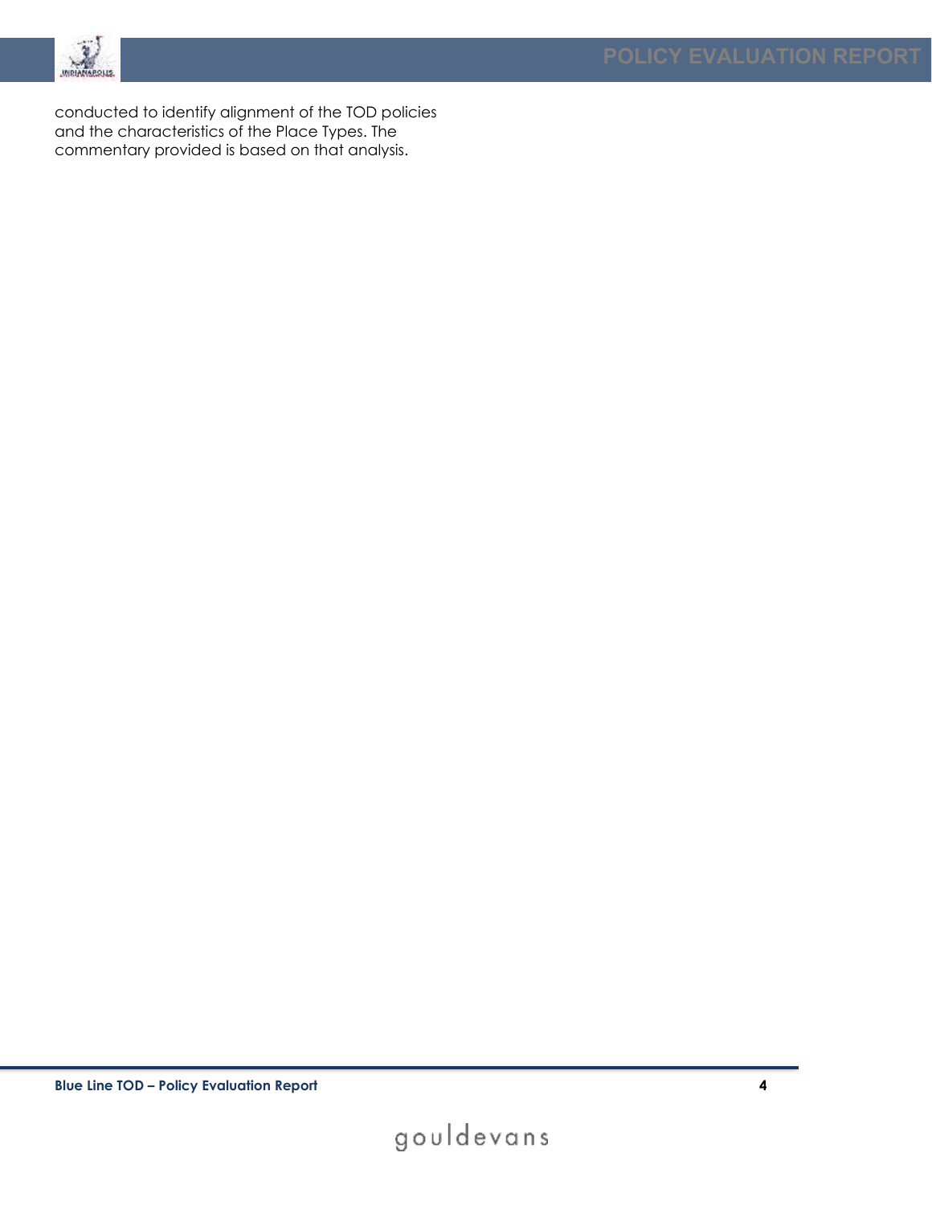conducted to identify alignment of the TOD policies and the characteristics of the Place Types. The commentary provided is based on that analysis.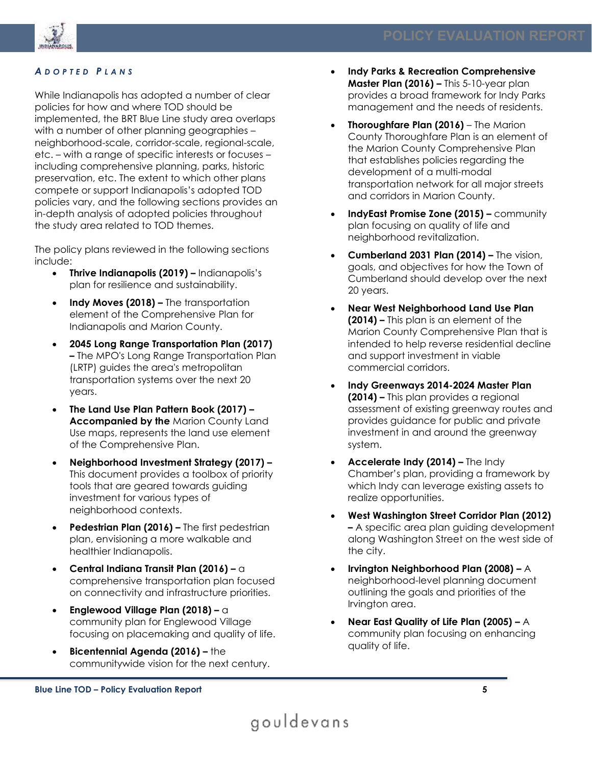## *Adopted Plans*

While Indianapolis has adopted a number of clear policies for how and where TOD should be implemented, the BRT Blue Line study area overlaps with a number of other planning geographies – neighborhood-scale, corridor-scale, regional-scale, etc. – with a range of specific interests or focuses – including comprehensive planning, parks, historic preservation, etc. The extent to which other plans compete or support Indianapolis's adopted TOD policies vary, and the following sections provides an in-depth analysis of adopted policies throughout the study area related to TOD themes.

The policy plans reviewed in the following sections include:

- **Thrive Indianapolis (2019) –** Indianapolis's plan for resilience and sustainability.
- **Indy Moves (2018) –** The transportation element of the Comprehensive Plan for Indianapolis and Marion County.
- **2045 Long Range Transportation Plan (2017) –** The MPO's Long Range Transportation Plan (LRTP) guides the area's metropolitan transportation systems over the next 20 years.
- **The Land Use Plan Pattern Book (2017) – Accompanied by the** Marion County Land Use maps, represents the land use element of the Comprehensive Plan.
- **Neighborhood Investment Strategy (2017) –** This document provides a toolbox of priority tools that are geared towards guiding investment for various types of neighborhood contexts.
- **Pedestrian Plan (2016) –** The first pedestrian plan, envisioning a more walkable and healthier Indianapolis.
- **Central Indiana Transit Plan (2016) –** a comprehensive transportation plan focused on connectivity and infrastructure priorities.
- **Englewood Village Plan (2018) –** a community plan for Englewood Village focusing on placemaking and quality of life.
- **Bicentennial Agenda (2016) –** the communitywide vision for the next century.
- **Indy Parks & Recreation Comprehensive Master Plan (2016) –** This 5-10-year plan provides a broad framework for Indy Parks management and the needs of residents.
- **Thoroughfare Plan (2016)** – The Marion County Thoroughfare Plan is an element of the Marion County Comprehensive Plan that establishes policies regarding the development of a multi-modal transportation network for all major streets and corridors in Marion County.
- **IndyEast Promise Zone (2015) –** community plan focusing on quality of life and neighborhood revitalization.
- **Cumberland 2031 Plan (2014) –** The vision, goals, and objectives for how the Town of Cumberland should develop over the next 20 years.
- **Near West Neighborhood Land Use Plan (2014) –** This plan is an element of the Marion County Comprehensive Plan that is intended to help reverse residential decline and support investment in viable commercial corridors.
- **Indy Greenways 2014-2024 Master Plan (2014) –** This plan provides a regional assessment of existing greenway routes and provides guidance for public and private investment in and around the greenway system.
- **Accelerate Indy (2014) –** The Indy Chamber's plan, providing a framework by which Indy can leverage existing assets to realize opportunities.
- **West Washington Street Corridor Plan (2012) –** A specific area plan guiding development along Washington Street on the west side of the city.
- **Irvington Neighborhood Plan (2008) –** A neighborhood-level planning document outlining the goals and priorities of the Irvington area.
- **Near East Quality of Life Plan (2005) –** A community plan focusing on enhancing quality of life.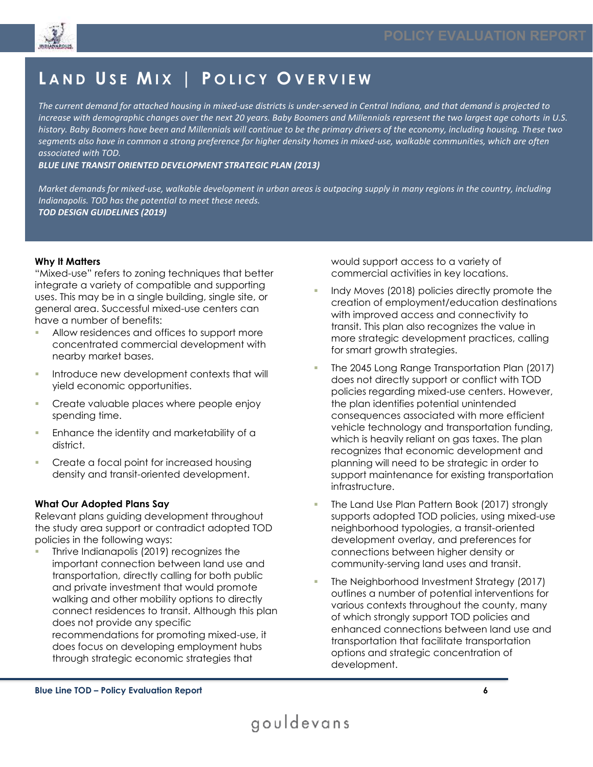# LAND USE MIX | POLICY OVERVIEW

*The current demand for attached housing in mixed-use districts is under-served in Central Indiana, and that demand is projected to increase with demographic changes over the next 20 years. Baby Boomers and Millennials represent the two largest age cohorts in U.S. history. Baby Boomers have been and Millennials will continue to be the primary drivers of the economy, including housing. These two segments also have in common a strong preference for higher density homes in mixed-use, walkable communities, which are often associated with TOD.*
***BLUE LINE TRANSIT ORIENTED DEVELOPMENT STRATEGIC PLAN (2013)***

*Market demands for mixed-use, walkable development in urban areas is outpacing supply in many regions in the country, including Indianapolis. TOD has the potential to meet these needs.*
***TOD DESIGN GUIDELINES (2019)***

**Why It Matters**

"Mixed-use" refers to zoning techniques that better integrate a variety of compatible and supporting uses. This may be in a single building, single site, or general area. Successful mixed-use centers can have a number of benefits:

- Allow residences and offices to support more concentrated commercial development with nearby market bases.
- Introduce new development contexts that will yield economic opportunities.
- Create valuable places where people enjoy spending time.
- Enhance the identity and marketability of a district.
- Create a focal point for increased housing density and transit-oriented development.

**What Our Adopted Plans Say**

Relevant plans guiding development throughout the study area support or contradict adopted TOD policies in the following ways:

- Thrive Indianapolis (2019) recognizes the important connection between land use and transportation, directly calling for both public and private investment that would promote walking and other mobility options to directly connect residences to transit. Although this plan does not provide any specific recommendations for promoting mixed-use, it does focus on developing employment hubs through strategic economic strategies that would support access to a variety of commercial activities in key locations.
- Indy Moves (2018) policies directly promote the creation of employment/education destinations with improved access and connectivity to transit. This plan also recognizes the value in more strategic development practices, calling for smart growth strategies.
- The 2045 Long Range Transportation Plan (2017) does not directly support or conflict with TOD policies regarding mixed-use centers. However, the plan identifies potential unintended consequences associated with more efficient vehicle technology and transportation funding, which is heavily reliant on gas taxes. The plan recognizes that economic development and planning will need to be strategic in order to support maintenance for existing transportation infrastructure.
- The Land Use Plan Pattern Book (2017) strongly supports adopted TOD policies, using mixed-use neighborhood typologies, a transit-oriented development overlay, and preferences for connections between higher density or community-serving land uses and transit.
- The Neighborhood Investment Strategy (2017) outlines a number of potential interventions for various contexts throughout the county, many of which strongly support TOD policies and enhanced connections between land use and transportation that facilitate transportation options and strategic concentration of development.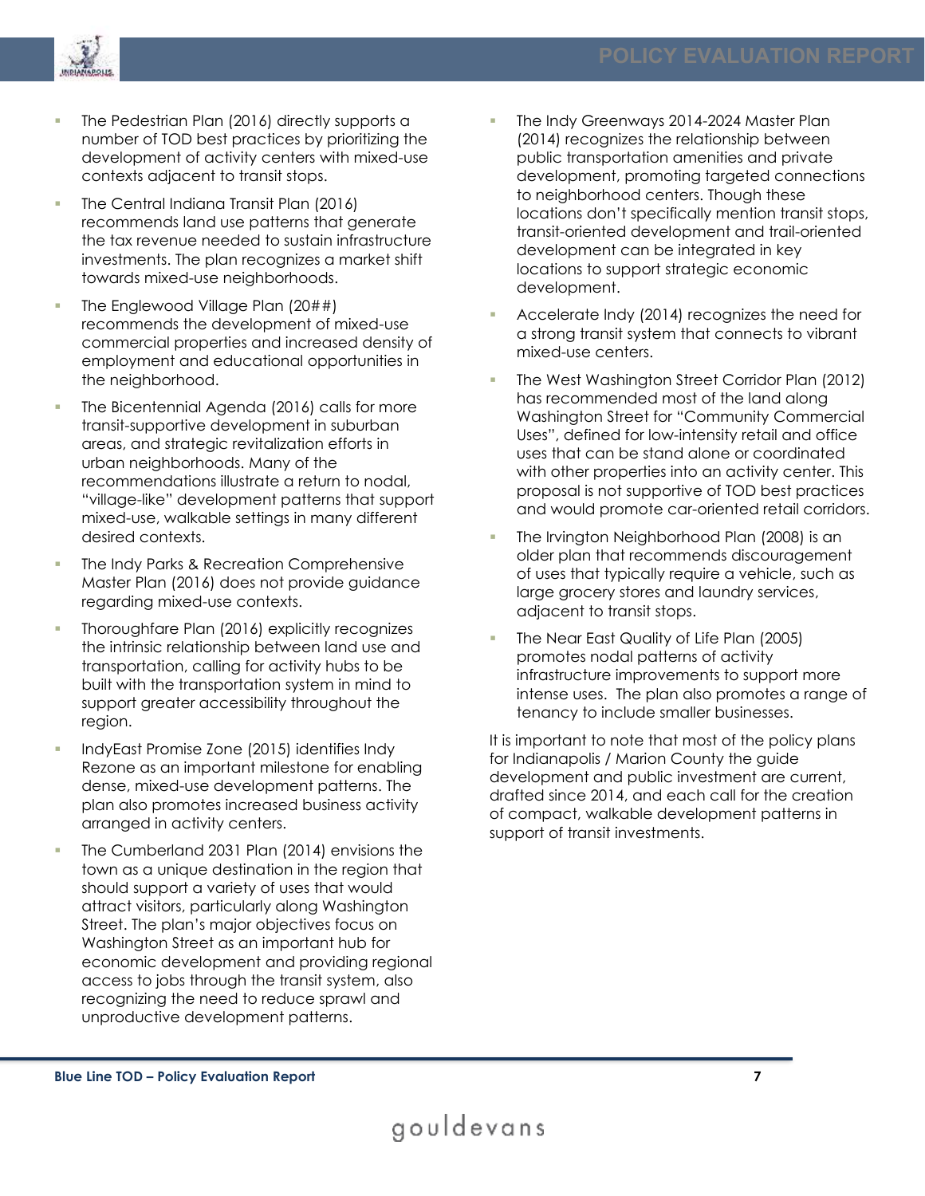- The Pedestrian Plan (2016) directly supports a number of TOD best practices by prioritizing the development of activity centers with mixed-use contexts adjacent to transit stops.
- The Central Indiana Transit Plan (2016) recommends land use patterns that generate the tax revenue needed to sustain infrastructure investments. The plan recognizes a market shift towards mixed-use neighborhoods.
- The Englewood Village Plan (20##) recommends the development of mixed-use commercial properties and increased density of employment and educational opportunities in the neighborhood.
- The Bicentennial Agenda (2016) calls for more transit-supportive development in suburban areas, and strategic revitalization efforts in urban neighborhoods. Many of the recommendations illustrate a return to nodal, "village-like" development patterns that support mixed-use, walkable settings in many different desired contexts.
- The Indy Parks & Recreation Comprehensive Master Plan (2016) does not provide guidance regarding mixed-use contexts.
- Thoroughfare Plan (2016) explicitly recognizes the intrinsic relationship between land use and transportation, calling for activity hubs to be built with the transportation system in mind to support greater accessibility throughout the region.
- IndyEast Promise Zone (2015) identifies Indy Rezone as an important milestone for enabling dense, mixed-use development patterns. The plan also promotes increased business activity arranged in activity centers.
- The Cumberland 2031 Plan (2014) envisions the town as a unique destination in the region that should support a variety of uses that would attract visitors, particularly along Washington Street. The plan's major objectives focus on Washington Street as an important hub for economic development and providing regional access to jobs through the transit system, also recognizing the need to reduce sprawl and unproductive development patterns.
- The Indy Greenways 2014-2024 Master Plan (2014) recognizes the relationship between public transportation amenities and private development, promoting targeted connections to neighborhood centers. Though these locations don't specifically mention transit stops, transit-oriented development and trail-oriented development can be integrated in key locations to support strategic economic development.
- Accelerate Indy (2014) recognizes the need for a strong transit system that connects to vibrant mixed-use centers.
- The West Washington Street Corridor Plan (2012) has recommended most of the land along Washington Street for "Community Commercial Uses", defined for low-intensity retail and office uses that can be stand alone or coordinated with other properties into an activity center. This proposal is not supportive of TOD best practices and would promote car-oriented retail corridors.
- The Irvington Neighborhood Plan (2008) is an older plan that recommends discouragement of uses that typically require a vehicle, such as large grocery stores and laundry services, adjacent to transit stops.
- The Near East Quality of Life Plan (2005) promotes nodal patterns of activity infrastructure improvements to support more intense uses. The plan also promotes a range of tenancy to include smaller businesses.

It is important to note that most of the policy plans for Indianapolis / Marion County the guide development and public investment are current, drafted since 2014, and each call for the creation of compact, walkable development patterns in support of transit investments.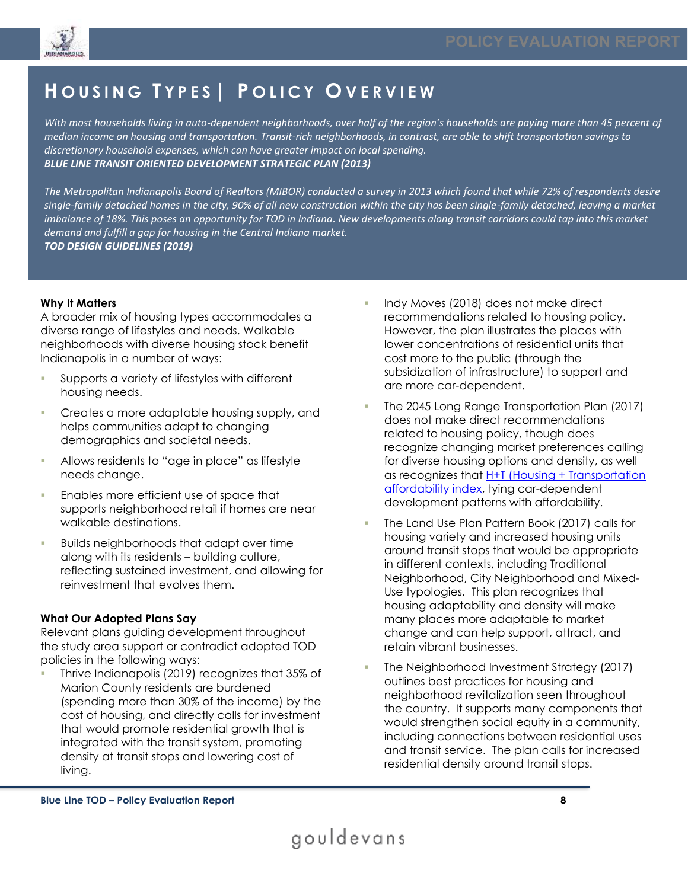# HOUSING TYPES | POLICY OVERVIEW

*With most households living in auto-dependent neighborhoods, over half of the region's households are paying more than 45 percent of median income on housing and transportation. Transit-rich neighborhoods, in contrast, are able to shift transportation savings to discretionary household expenses, which can have greater impact on local spending.*
***BLUE LINE TRANSIT ORIENTED DEVELOPMENT STRATEGIC PLAN (2013)***

*The Metropolitan Indianapolis Board of Realtors (MIBOR) conducted a survey in 2013 which found that while 72% of respondents desire single-family detached homes in the city, 90% of all new construction within the city has been single-family detached, leaving a market imbalance of 18%. This poses an opportunity for TOD in Indiana. New developments along transit corridors could tap into this market demand and fulfill a gap for housing in the Central Indiana market.*
***TOD DESIGN GUIDELINES (2019)***

**Why It Matters**

A broader mix of housing types accommodates a diverse range of lifestyles and needs. Walkable neighborhoods with diverse housing stock benefit Indianapolis in a number of ways:

- Supports a variety of lifestyles with different housing needs.
- Creates a more adaptable housing supply, and helps communities adapt to changing demographics and societal needs.
- Allows residents to "age in place" as lifestyle needs change.
- Enables more efficient use of space that supports neighborhood retail if homes are near walkable destinations.
- Builds neighborhoods that adapt over time along with its residents – building culture, reflecting sustained investment, and allowing for reinvestment that evolves them.

**What Our Adopted Plans Say**

Relevant plans guiding development throughout the study area support or contradict adopted TOD policies in the following ways:

- Thrive Indianapolis (2019) recognizes that 35% of Marion County residents are burdened (spending more than 30% of the income) by the cost of housing, and directly calls for investment that would promote residential growth that is integrated with the transit system, promoting density at transit stops and lowering cost of living.
- Indy Moves (2018) does not make direct recommendations related to housing policy. However, the plan illustrates the places with lower concentrations of residential units that cost more to the public (through the subsidization of infrastructure) to support and are more car-dependent.
- The 2045 Long Range Transportation Plan (2017) does not make direct recommendations related to housing policy, though does recognize changing market preferences calling for diverse housing options and density, as well as recognizes that H+T (Housing + Transportation affordability index, tying car-dependent development patterns with affordability.
- The Land Use Plan Pattern Book (2017) calls for housing variety and increased housing units around transit stops that would be appropriate in different contexts, including Traditional Neighborhood, City Neighborhood and Mixed-Use typologies. This plan recognizes that housing adaptability and density will make many places more adaptable to market change and can help support, attract, and retain vibrant businesses.
- The Neighborhood Investment Strategy (2017) outlines best practices for housing and neighborhood revitalization seen throughout the country. It supports many components that would strengthen social equity in a community, including connections between residential uses and transit service. The plan calls for increased residential density around transit stops.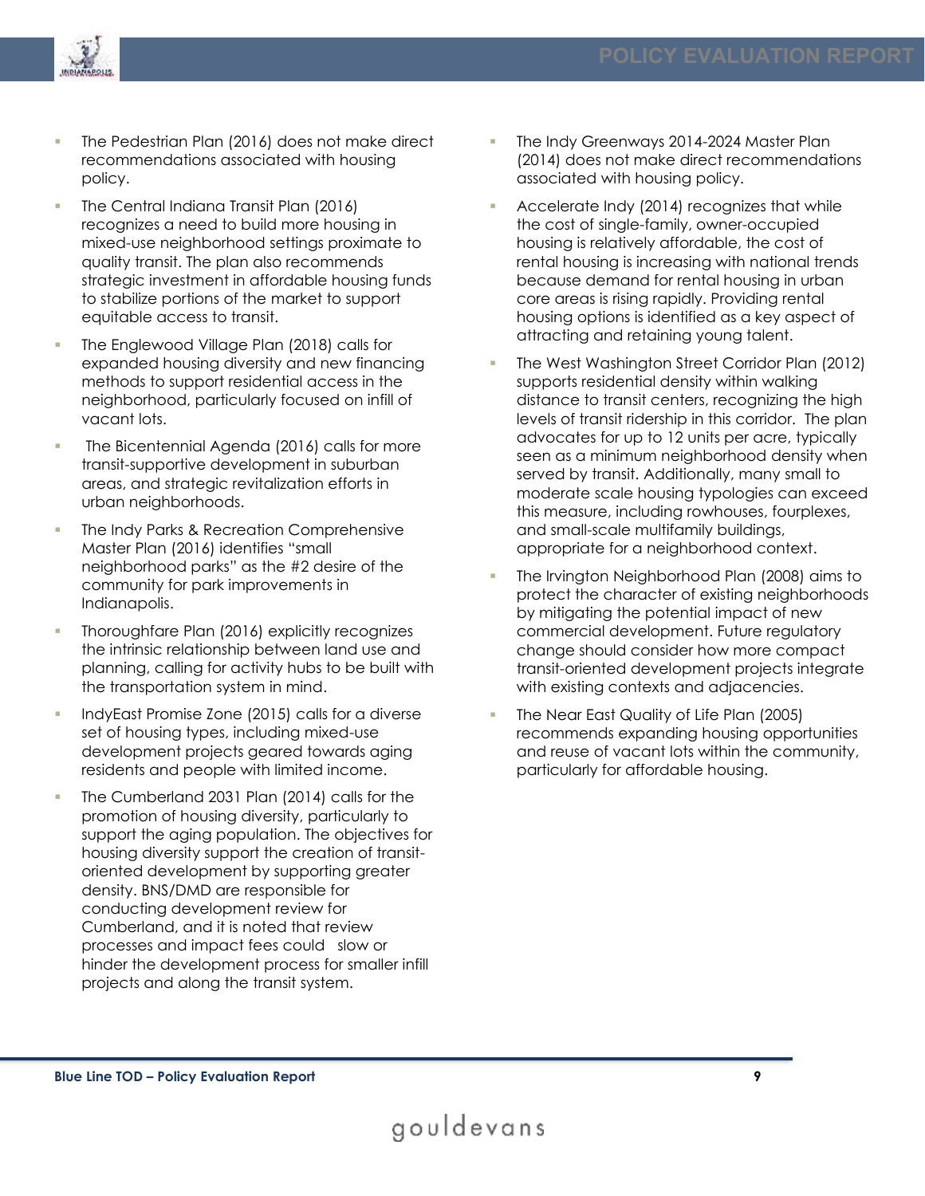- The Pedestrian Plan (2016) does not make direct recommendations associated with housing policy.
- The Central Indiana Transit Plan (2016) recognizes a need to build more housing in mixed-use neighborhood settings proximate to quality transit. The plan also recommends strategic investment in affordable housing funds to stabilize portions of the market to support equitable access to transit.
- The Englewood Village Plan (2018) calls for expanded housing diversity and new financing methods to support residential access in the neighborhood, particularly focused on infill of vacant lots.
- The Bicentennial Agenda (2016) calls for more transit-supportive development in suburban areas, and strategic revitalization efforts in urban neighborhoods.
- The Indy Parks & Recreation Comprehensive Master Plan (2016) identifies "small neighborhood parks" as the #2 desire of the community for park improvements in Indianapolis.
- Thoroughfare Plan (2016) explicitly recognizes the intrinsic relationship between land use and planning, calling for activity hubs to be built with the transportation system in mind.
- IndyEast Promise Zone (2015) calls for a diverse set of housing types, including mixed-use development projects geared towards aging residents and people with limited income.
- The Cumberland 2031 Plan (2014) calls for the promotion of housing diversity, particularly to support the aging population. The objectives for housing diversity support the creation of transit-oriented development by supporting greater density. BNS/DMD are responsible for conducting development review for Cumberland, and it is noted that review processes and impact fees could slow or hinder the development process for smaller infill projects and along the transit system.
- The Indy Greenways 2014-2024 Master Plan (2014) does not make direct recommendations associated with housing policy.
- Accelerate Indy (2014) recognizes that while the cost of single-family, owner-occupied housing is relatively affordable, the cost of rental housing is increasing with national trends because demand for rental housing in urban core areas is rising rapidly. Providing rental housing options is identified as a key aspect of attracting and retaining young talent.
- The West Washington Street Corridor Plan (2012) supports residential density within walking distance to transit centers, recognizing the high levels of transit ridership in this corridor. The plan advocates for up to 12 units per acre, typically seen as a minimum neighborhood density when served by transit. Additionally, many small to moderate scale housing typologies can exceed this measure, including rowhouses, fourplexes, and small-scale multifamily buildings, appropriate for a neighborhood context.
- The Irvington Neighborhood Plan (2008) aims to protect the character of existing neighborhoods by mitigating the potential impact of new commercial development. Future regulatory change should consider how more compact transit-oriented development projects integrate with existing contexts and adjacencies.
- The Near East Quality of Life Plan (2005) recommends expanding housing opportunities and reuse of vacant lots within the community, particularly for affordable housing.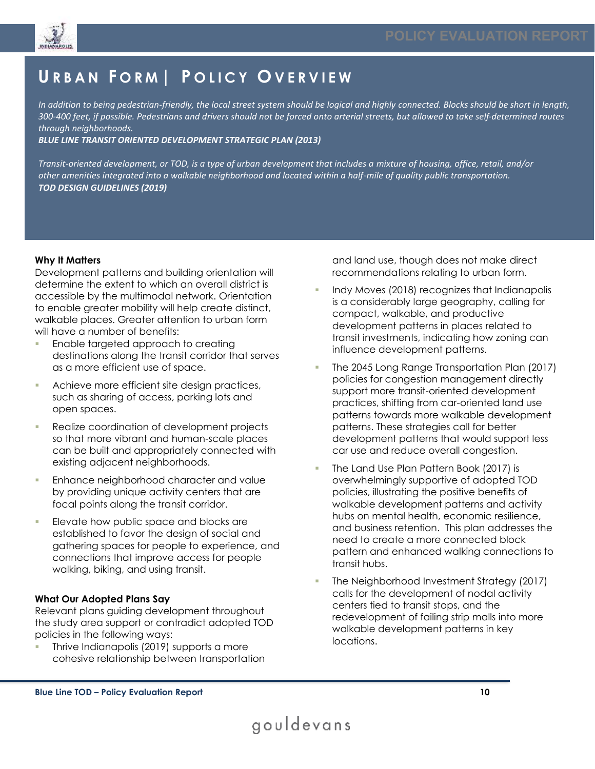# URBAN FORM | POLICY OVERVIEW

*In addition to being pedestrian-friendly, the local street system should be logical and highly connected. Blocks should be short in length, 300-400 feet, if possible. Pedestrians and drivers should not be forced onto arterial streets, but allowed to take self-determined routes through neighborhoods.*
***BLUE LINE TRANSIT ORIENTED DEVELOPMENT STRATEGIC PLAN (2013)***

*Transit-oriented development, or TOD, is a type of urban development that includes a mixture of housing, office, retail, and/or other amenities integrated into a walkable neighborhood and located within a half-mile of quality public transportation.*
***TOD DESIGN GUIDELINES (2019)***

**Why It Matters**

Development patterns and building orientation will determine the extent to which an overall district is accessible by the multimodal network. Orientation to enable greater mobility will help create distinct, walkable places. Greater attention to urban form will have a number of benefits:

- Enable targeted approach to creating destinations along the transit corridor that serves as a more efficient use of space.
- Achieve more efficient site design practices, such as sharing of access, parking lots and open spaces.
- Realize coordination of development projects so that more vibrant and human-scale places can be built and appropriately connected with existing adjacent neighborhoods.
- Enhance neighborhood character and value by providing unique activity centers that are focal points along the transit corridor.
- Elevate how public space and blocks are established to favor the design of social and gathering spaces for people to experience, and connections that improve access for people walking, biking, and using transit.

**What Our Adopted Plans Say**

Relevant plans guiding development throughout the study area support or contradict adopted TOD policies in the following ways:

- Thrive Indianapolis (2019) supports a more cohesive relationship between transportation and land use, though does not make direct recommendations relating to urban form.
- Indy Moves (2018) recognizes that Indianapolis is a considerably large geography, calling for compact, walkable, and productive development patterns in places related to transit investments, indicating how zoning can influence development patterns.
- The 2045 Long Range Transportation Plan (2017) policies for congestion management directly support more transit-oriented development practices, shifting from car-oriented land use patterns towards more walkable development patterns. These strategies call for better development patterns that would support less car use and reduce overall congestion.
- The Land Use Plan Pattern Book (2017) is overwhelmingly supportive of adopted TOD policies, illustrating the positive benefits of walkable development patterns and activity hubs on mental health, economic resilience, and business retention. This plan addresses the need to create a more connected block pattern and enhanced walking connections to transit hubs.
- The Neighborhood Investment Strategy (2017) calls for the development of nodal activity centers tied to transit stops, and the redevelopment of failing strip malls into more walkable development patterns in key locations.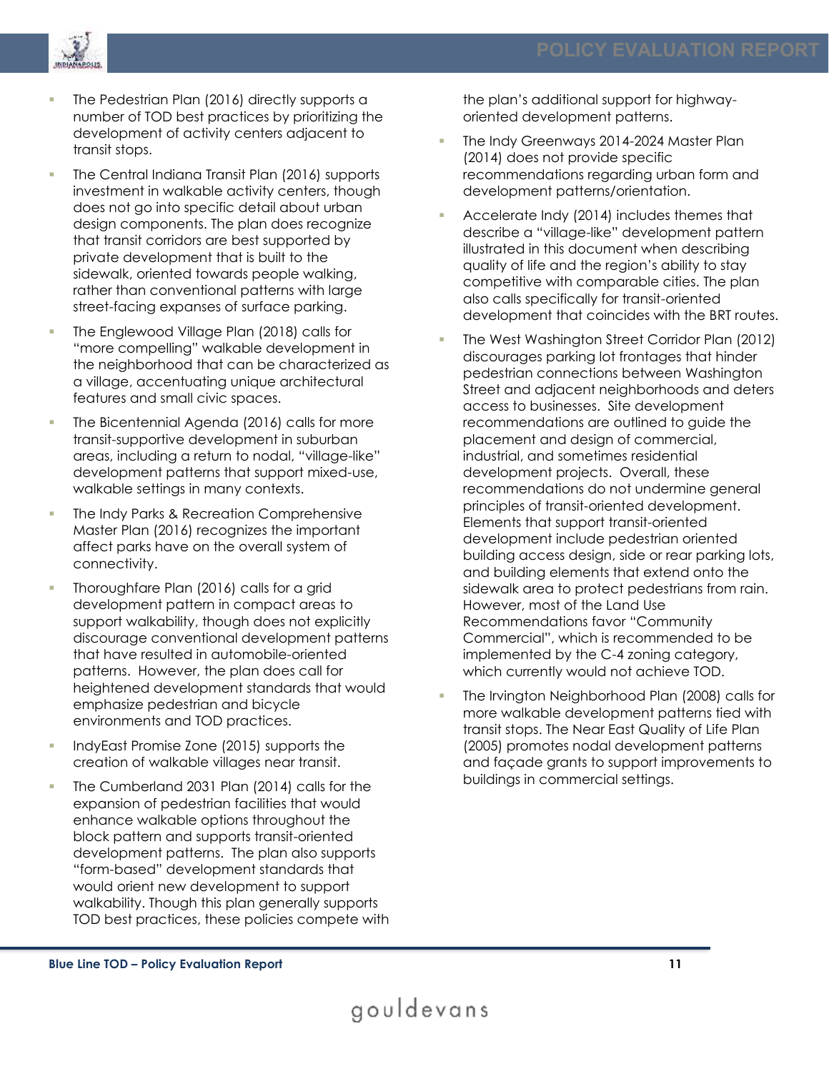- The Pedestrian Plan (2016) directly supports a number of TOD best practices by prioritizing the development of activity centers adjacent to transit stops.
- The Central Indiana Transit Plan (2016) supports investment in walkable activity centers, though does not go into specific detail about urban design components. The plan does recognize that transit corridors are best supported by private development that is built to the sidewalk, oriented towards people walking, rather than conventional patterns with large street-facing expanses of surface parking.
- The Englewood Village Plan (2018) calls for "more compelling" walkable development in the neighborhood that can be characterized as a village, accentuating unique architectural features and small civic spaces.
- The Bicentennial Agenda (2016) calls for more transit-supportive development in suburban areas, including a return to nodal, "village-like" development patterns that support mixed-use, walkable settings in many contexts.
- The Indy Parks & Recreation Comprehensive Master Plan (2016) recognizes the important affect parks have on the overall system of connectivity.
- Thoroughfare Plan (2016) calls for a grid development pattern in compact areas to support walkability, though does not explicitly discourage conventional development patterns that have resulted in automobile-oriented patterns. However, the plan does call for heightened development standards that would emphasize pedestrian and bicycle environments and TOD practices.
- IndyEast Promise Zone (2015) supports the creation of walkable villages near transit.
- The Cumberland 2031 Plan (2014) calls for the expansion of pedestrian facilities that would enhance walkable options throughout the block pattern and supports transit-oriented development patterns. The plan also supports "form-based" development standards that would orient new development to support walkability. Though this plan generally supports TOD best practices, these policies compete with the plan's additional support for highway-oriented development patterns.
- The Indy Greenways 2014-2024 Master Plan (2014) does not provide specific recommendations regarding urban form and development patterns/orientation.
- Accelerate Indy (2014) includes themes that describe a "village-like" development pattern illustrated in this document when describing quality of life and the region's ability to stay competitive with comparable cities. The plan also calls specifically for transit-oriented development that coincides with the BRT routes.
- The West Washington Street Corridor Plan (2012) discourages parking lot frontages that hinder pedestrian connections between Washington Street and adjacent neighborhoods and deters access to businesses. Site development recommendations are outlined to guide the placement and design of commercial, industrial, and sometimes residential development projects. Overall, these recommendations do not undermine general principles of transit-oriented development. Elements that support transit-oriented development include pedestrian oriented building access design, side or rear parking lots, and building elements that extend onto the sidewalk area to protect pedestrians from rain. However, most of the Land Use Recommendations favor "Community Commercial", which is recommended to be implemented by the C-4 zoning category, which currently would not achieve TOD.
- The Irvington Neighborhood Plan (2008) calls for more walkable development patterns tied with transit stops. The Near East Quality of Life Plan (2005) promotes nodal development patterns and façade grants to support improvements to buildings in commercial settings.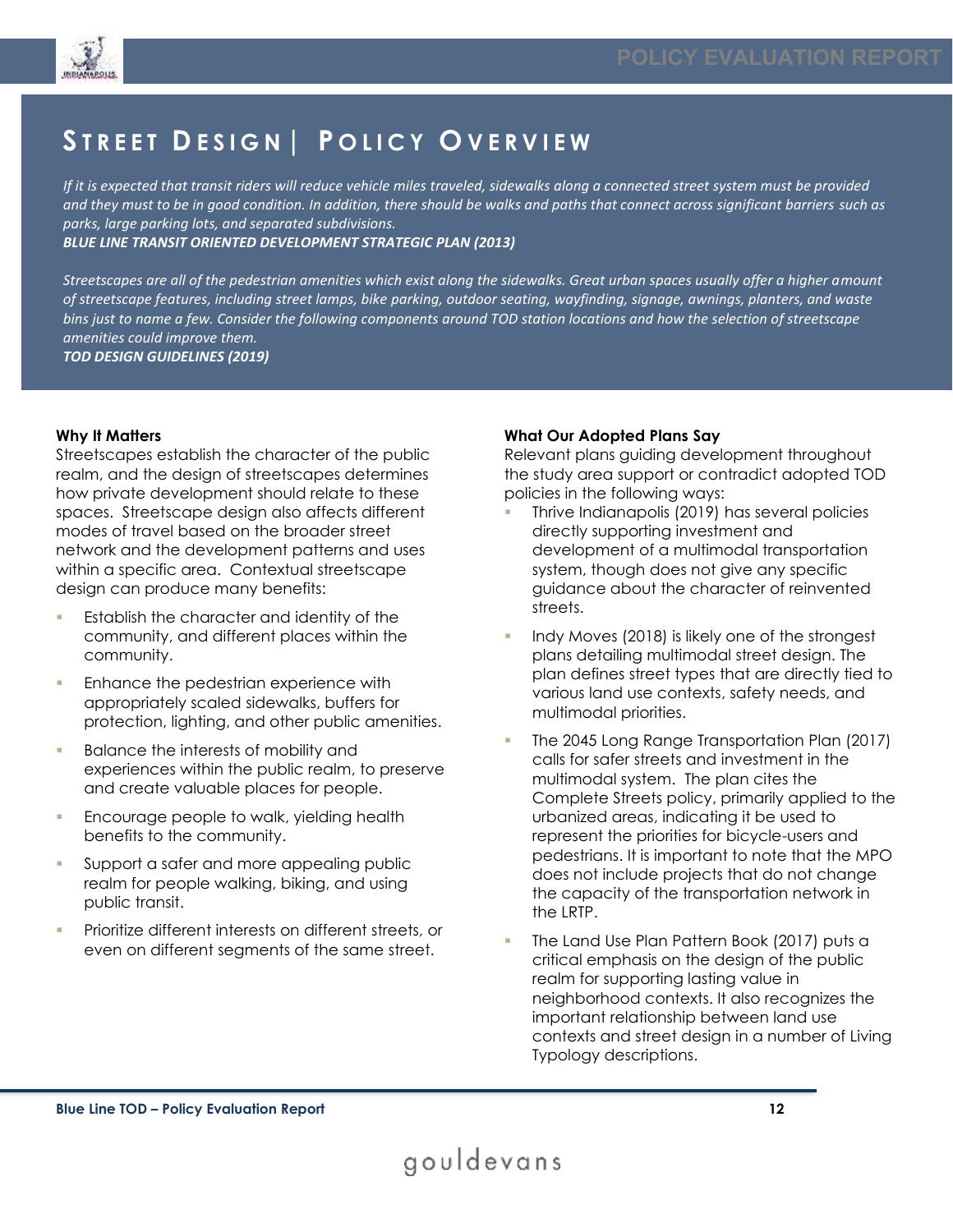# Street Design | Policy Overview

*If it is expected that transit riders will reduce vehicle miles traveled, sidewalks along a connected street system must be provided and they must to be in good condition. In addition, there should be walks and paths that connect across significant barriers such as parks, large parking lots, and separated subdivisions.*
***BLUE LINE TRANSIT ORIENTED DEVELOPMENT STRATEGIC PLAN (2013)***

*Streetscapes are all of the pedestrian amenities which exist along the sidewalks. Great urban spaces usually offer a higher amount of streetscape features, including street lamps, bike parking, outdoor seating, wayfinding, signage, awnings, planters, and waste bins just to name a few. Consider the following components around TOD station locations and how the selection of streetscape amenities could improve them.*
***TOD DESIGN GUIDELINES (2019)***

**Why It Matters**

Streetscapes establish the character of the public realm, and the design of streetscapes determines how private development should relate to these spaces. Streetscape design also affects different modes of travel based on the broader street network and the development patterns and uses within a specific area. Contextual streetscape design can produce many benefits:

- Establish the character and identity of the community, and different places within the community.
- Enhance the pedestrian experience with appropriately scaled sidewalks, buffers for protection, lighting, and other public amenities.
- Balance the interests of mobility and experiences within the public realm, to preserve and create valuable places for people.
- Encourage people to walk, yielding health benefits to the community.
- Support a safer and more appealing public realm for people walking, biking, and using public transit.
- Prioritize different interests on different streets, or even on different segments of the same street.

**What Our Adopted Plans Say**

Relevant plans guiding development throughout the study area support or contradict adopted TOD policies in the following ways:

- Thrive Indianapolis (2019) has several policies directly supporting investment and development of a multimodal transportation system, though does not give any specific guidance about the character of reinvented streets.
- Indy Moves (2018) is likely one of the strongest plans detailing multimodal street design. The plan defines street types that are directly tied to various land use contexts, safety needs, and multimodal priorities.
- The 2045 Long Range Transportation Plan (2017) calls for safer streets and investment in the multimodal system. The plan cites the Complete Streets policy, primarily applied to the urbanized areas, indicating it be used to represent the priorities for bicycle-users and pedestrians. It is important to note that the MPO does not include projects that do not change the capacity of the transportation network in the LRTP.
- The Land Use Plan Pattern Book (2017) puts a critical emphasis on the design of the public realm for supporting lasting value in neighborhood contexts. It also recognizes the important relationship between land use contexts and street design in a number of Living Typology descriptions.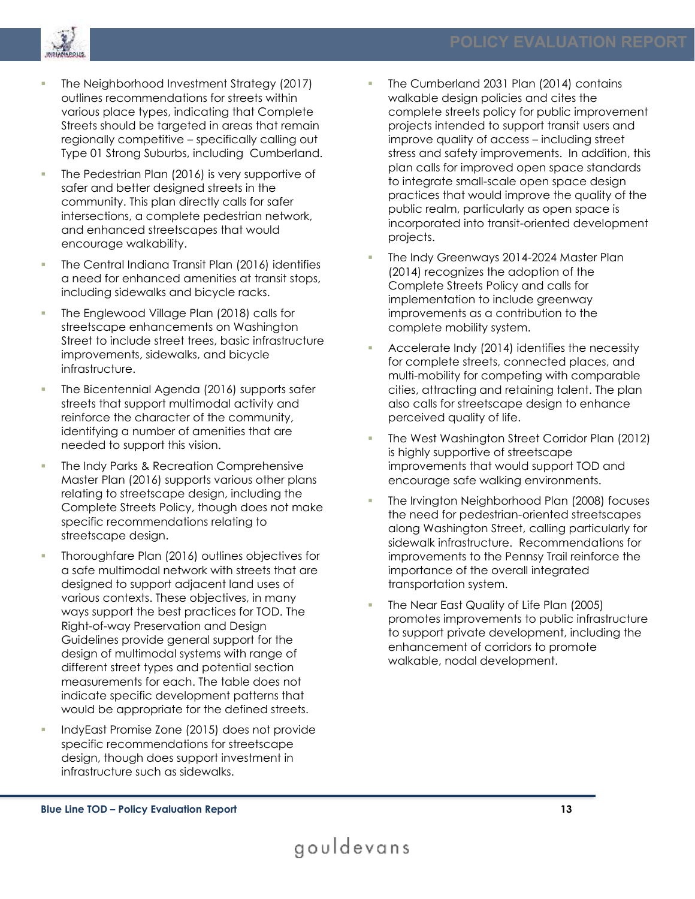- The Neighborhood Investment Strategy (2017) outlines recommendations for streets within various place types, indicating that Complete Streets should be targeted in areas that remain regionally competitive – specifically calling out Type 01 Strong Suburbs, including Cumberland.
- The Pedestrian Plan (2016) is very supportive of safer and better designed streets in the community. This plan directly calls for safer intersections, a complete pedestrian network, and enhanced streetscapes that would encourage walkability.
- The Central Indiana Transit Plan (2016) identifies a need for enhanced amenities at transit stops, including sidewalks and bicycle racks.
- The Englewood Village Plan (2018) calls for streetscape enhancements on Washington Street to include street trees, basic infrastructure improvements, sidewalks, and bicycle infrastructure.
- The Bicentennial Agenda (2016) supports safer streets that support multimodal activity and reinforce the character of the community, identifying a number of amenities that are needed to support this vision.
- The Indy Parks & Recreation Comprehensive Master Plan (2016) supports various other plans relating to streetscape design, including the Complete Streets Policy, though does not make specific recommendations relating to streetscape design.
- Thoroughfare Plan (2016) outlines objectives for a safe multimodal network with streets that are designed to support adjacent land uses of various contexts. These objectives, in many ways support the best practices for TOD. The Right-of-way Preservation and Design Guidelines provide general support for the design of multimodal systems with range of different street types and potential section measurements for each. The table does not indicate specific development patterns that would be appropriate for the defined streets.
- IndyEast Promise Zone (2015) does not provide specific recommendations for streetscape design, though does support investment in infrastructure such as sidewalks.
- The Cumberland 2031 Plan (2014) contains walkable design policies and cites the complete streets policy for public improvement projects intended to support transit users and improve quality of access – including street stress and safety improvements. In addition, this plan calls for improved open space standards to integrate small-scale open space design practices that would improve the quality of the public realm, particularly as open space is incorporated into transit-oriented development projects.
- The Indy Greenways 2014-2024 Master Plan (2014) recognizes the adoption of the Complete Streets Policy and calls for implementation to include greenway improvements as a contribution to the complete mobility system.
- Accelerate Indy (2014) identifies the necessity for complete streets, connected places, and multi-mobility for competing with comparable cities, attracting and retaining talent. The plan also calls for streetscape design to enhance perceived quality of life.
- The West Washington Street Corridor Plan (2012) is highly supportive of streetscape improvements that would support TOD and encourage safe walking environments.
- The Irvington Neighborhood Plan (2008) focuses the need for pedestrian-oriented streetscapes along Washington Street, calling particularly for sidewalk infrastructure. Recommendations for improvements to the Pennsy Trail reinforce the importance of the overall integrated transportation system.
- The Near East Quality of Life Plan (2005) promotes improvements to public infrastructure to support private development, including the enhancement of corridors to promote walkable, nodal development.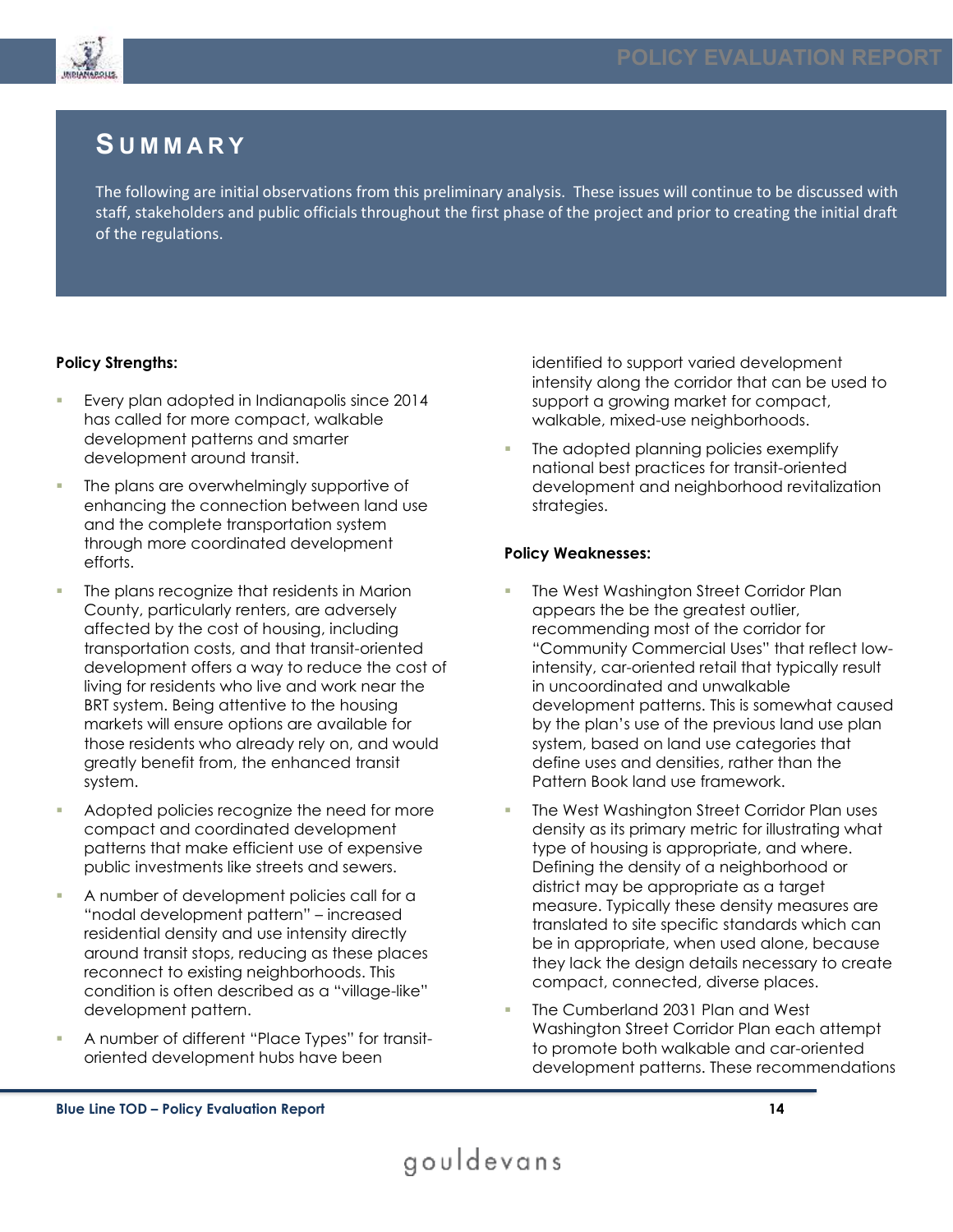# Summary

The following are initial observations from this preliminary analysis. These issues will continue to be discussed with staff, stakeholders and public officials throughout the first phase of the project and prior to creating the initial draft of the regulations.

**Policy Strengths:**

- Every plan adopted in Indianapolis since 2014 has called for more compact, walkable development patterns and smarter development around transit.
- The plans are overwhelmingly supportive of enhancing the connection between land use and the complete transportation system through more coordinated development efforts.
- The plans recognize that residents in Marion County, particularly renters, are adversely affected by the cost of housing, including transportation costs, and that transit-oriented development offers a way to reduce the cost of living for residents who live and work near the BRT system. Being attentive to the housing markets will ensure options are available for those residents who already rely on, and would greatly benefit from, the enhanced transit system.
- Adopted policies recognize the need for more compact and coordinated development patterns that make efficient use of expensive public investments like streets and sewers.
- A number of development policies call for a "nodal development pattern" – increased residential density and use intensity directly around transit stops, reducing as these places reconnect to existing neighborhoods. This condition is often described as a "village-like" development pattern.
- A number of different "Place Types" for transit-oriented development hubs have been identified to support varied development intensity along the corridor that can be used to support a growing market for compact, walkable, mixed-use neighborhoods.
- The adopted planning policies exemplify national best practices for transit-oriented development and neighborhood revitalization strategies.

**Policy Weaknesses:**

- The West Washington Street Corridor Plan appears the be the greatest outlier, recommending most of the corridor for "Community Commercial Uses" that reflect low-intensity, car-oriented retail that typically result in uncoordinated and unwalkable development patterns. This is somewhat caused by the plan's use of the previous land use plan system, based on land use categories that define uses and densities, rather than the Pattern Book land use framework.
- The West Washington Street Corridor Plan uses density as its primary metric for illustrating what type of housing is appropriate, and where. Defining the density of a neighborhood or district may be appropriate as a target measure. Typically these density measures are translated to site specific standards which can be in appropriate, when used alone, because they lack the design details necessary to create compact, connected, diverse places.
- The Cumberland 2031 Plan and West Washington Street Corridor Plan each attempt to promote both walkable and car-oriented development patterns. These recommendations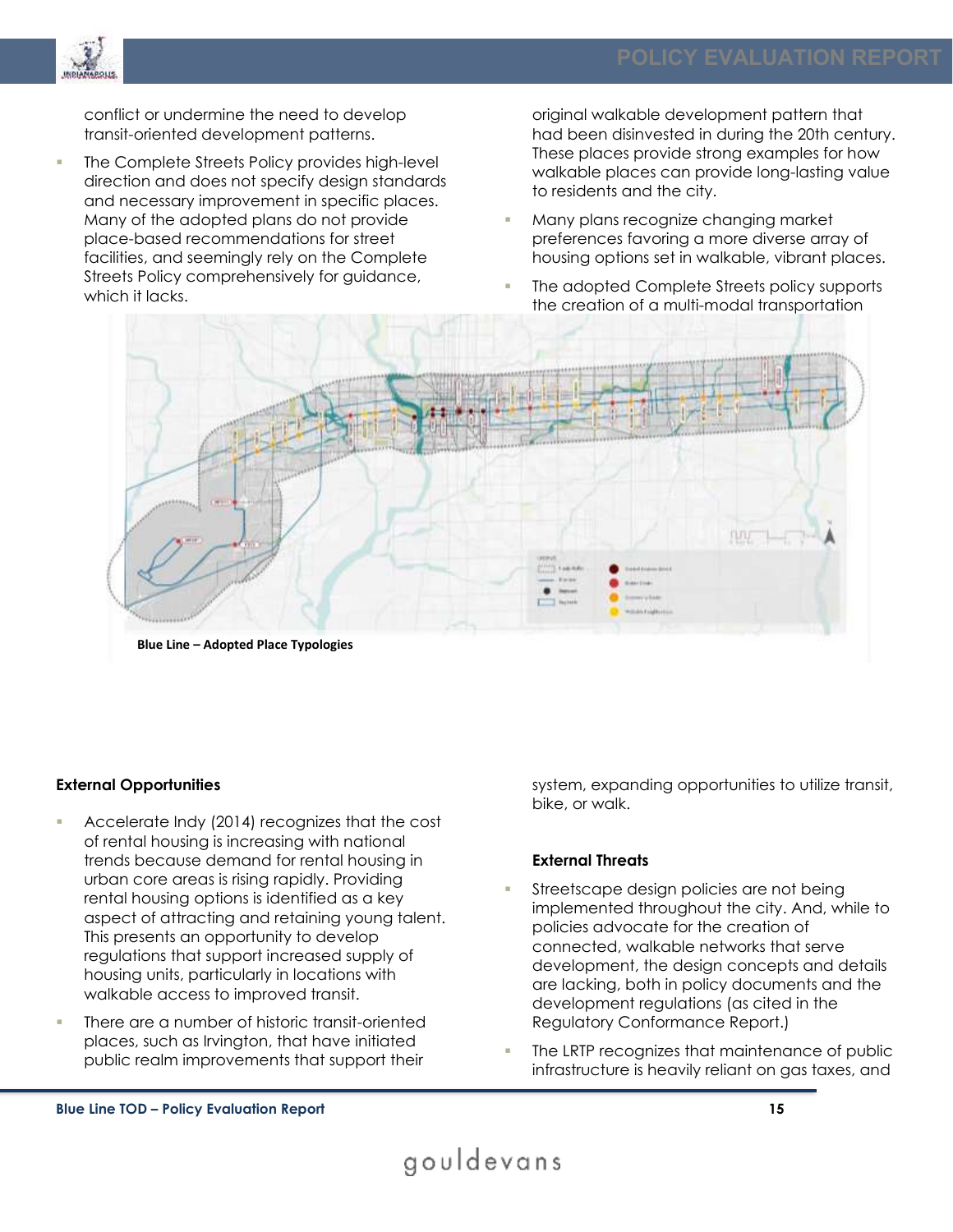conflict or undermine the need to develop transit-oriented development patterns.

- The Complete Streets Policy provides high-level direction and does not specify design standards and necessary improvement in specific places. Many of the adopted plans do not provide place-based recommendations for street facilities, and seemingly rely on the Complete Streets Policy comprehensively for guidance, which it lacks.

original walkable development pattern that had been disinvested in during the 20th century. These places provide strong examples for how walkable places can provide long-lasting value to residents and the city.

- Many plans recognize changing market preferences favoring a more diverse array of housing options set in walkable, vibrant places.
- The adopted Complete Streets policy supports the creation of a multi-modal transportation system, expanding opportunities to utilize transit, bike, or walk.

**Blue Line – Adopted Place Typologies**

**External Opportunities**

- Accelerate Indy (2014) recognizes that the cost of rental housing is increasing with national trends because demand for rental housing in urban core areas is rising rapidly. Providing rental housing options is identified as a key aspect of attracting and retaining young talent. This presents an opportunity to develop regulations that support increased supply of housing units, particularly in locations with walkable access to improved transit.
- There are a number of historic transit-oriented places, such as Irvington, that have initiated public realm improvements that support their

**External Threats**

- Streetscape design policies are not being implemented throughout the city. And, while to policies advocate for the creation of connected, walkable networks that serve development, the design concepts and details are lacking, both in policy documents and the development regulations (as cited in the Regulatory Conformance Report.)
- The LRTP recognizes that maintenance of public infrastructure is heavily reliant on gas taxes, and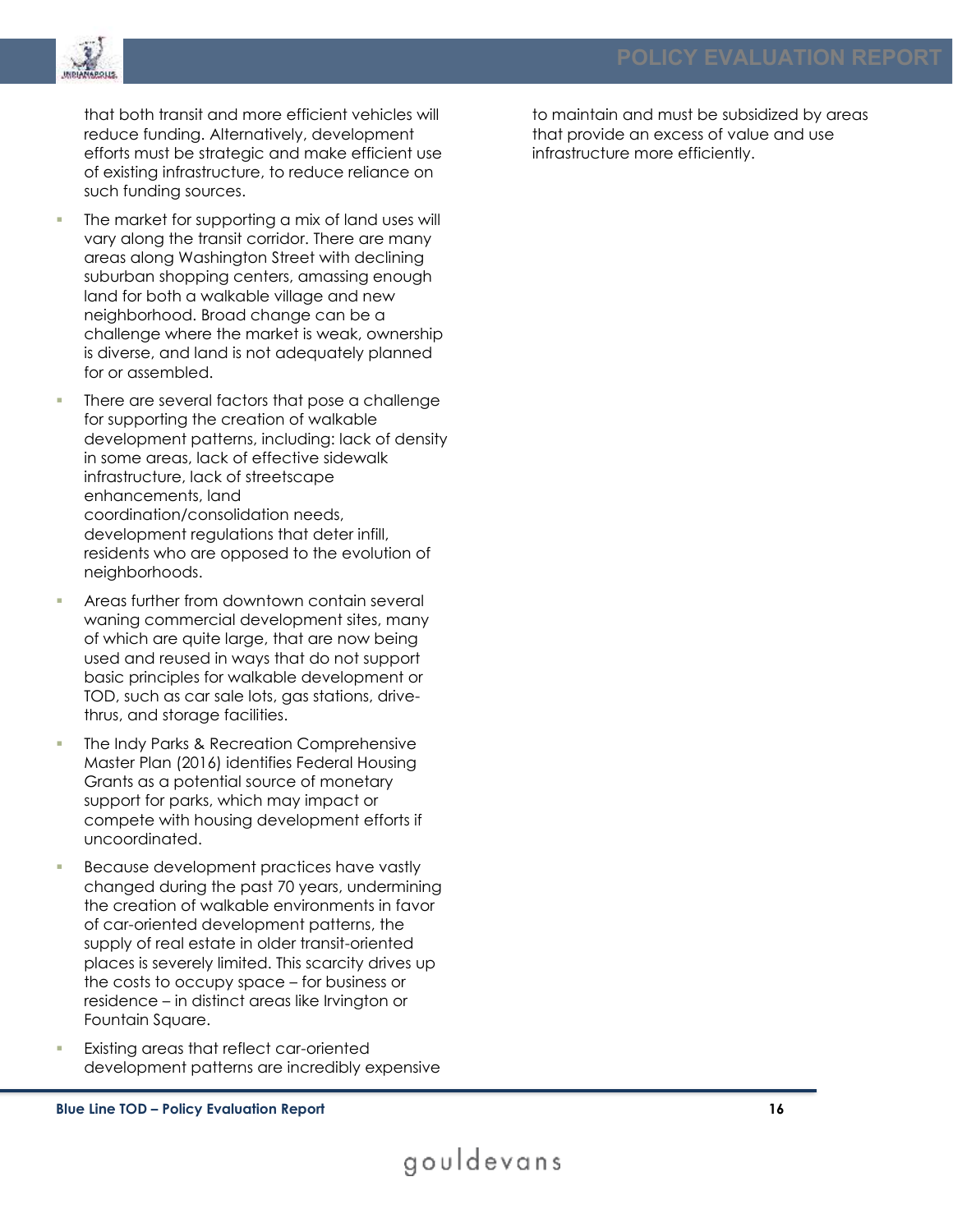that both transit and more efficient vehicles will reduce funding. Alternatively, development efforts must be strategic and make efficient use of existing infrastructure, to reduce reliance on such funding sources.

- The market for supporting a mix of land uses will vary along the transit corridor. There are many areas along Washington Street with declining suburban shopping centers, amassing enough land for both a walkable village and new neighborhood. Broad change can be a challenge where the market is weak, ownership is diverse, and land is not adequately planned for or assembled.
- There are several factors that pose a challenge for supporting the creation of walkable development patterns, including: lack of density in some areas, lack of effective sidewalk infrastructure, lack of streetscape enhancements, land coordination/consolidation needs, development regulations that deter infill, residents who are opposed to the evolution of neighborhoods.
- Areas further from downtown contain several waning commercial development sites, many of which are quite large, that are now being used and reused in ways that do not support basic principles for walkable development or TOD, such as car sale lots, gas stations, drive-thrus, and storage facilities.
- The Indy Parks & Recreation Comprehensive Master Plan (2016) identifies Federal Housing Grants as a potential source of monetary support for parks, which may impact or compete with housing development efforts if uncoordinated.
- Because development practices have vastly changed during the past 70 years, undermining the creation of walkable environments in favor of car-oriented development patterns, the supply of real estate in older transit-oriented places is severely limited. This scarcity drives up the costs to occupy space – for business or residence – in distinct areas like Irvington or Fountain Square.
- Existing areas that reflect car-oriented development patterns are incredibly expensive to maintain and must be subsidized by areas that provide an excess of value and use infrastructure more efficiently.